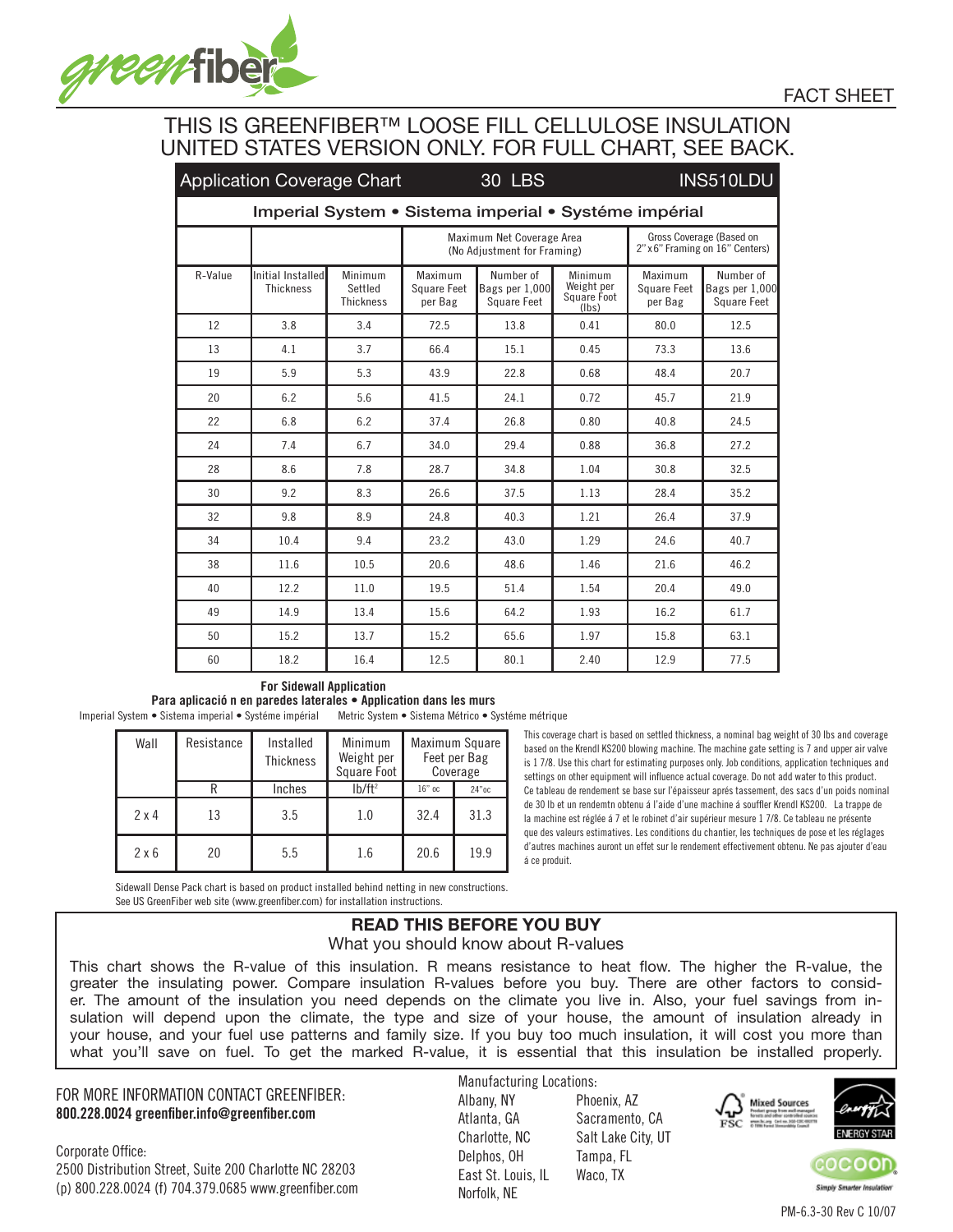FACT SHEET

# THIS IS GREENFIBER™ LOOSE FILL CELLULOSE INSULATION UNITED STATES VERSION ONLY. FOR FULL CHART, SEE BACK.

| Application Coverage Chart | | | 30 LBS | | | INS510LDU | |
|---|---|---|---|---|---|---|---|
| **Imperial System • Sistema imperial • Systéme impérial** | | | | | | | |
| | | | Maximum Net Coverage Area (No Adjustment for Framing) | | | Gross Coverage (Based on 2"x6" Framing on 16" Centers) | |
| R-Value | Initial Installed Thickness | Minimum Settled Thickness | Maximum Square Feet per Bag | Number of Bags per 1,000 Square Feet | Minimum Weight per Square Foot (lbs) | Maximum Square Feet per Bag | Number of Bags per 1,000 Square Feet |
| 12 | 3.8 | 3.4 | 72.5 | 13.8 | 0.41 | 80.0 | 12.5 |
| 13 | 4.1 | 3.7 | 66.4 | 15.1 | 0.45 | 73.3 | 13.6 |
| 19 | 5.9 | 5.3 | 43.9 | 22.8 | 0.68 | 48.4 | 20.7 |
| 20 | 6.2 | 5.6 | 41.5 | 24.1 | 0.72 | 45.7 | 21.9 |
| 22 | 6.8 | 6.2 | 37.4 | 26.8 | 0.80 | 40.8 | 24.5 |
| 24 | 7.4 | 6.7 | 34.0 | 29.4 | 0.88 | 36.8 | 27.2 |
| 28 | 8.6 | 7.8 | 28.7 | 34.8 | 1.04 | 30.8 | 32.5 |
| 30 | 9.2 | 8.3 | 26.6 | 37.5 | 1.13 | 28.4 | 35.2 |
| 32 | 9.8 | 8.9 | 24.8 | 40.3 | 1.21 | 26.4 | 37.9 |
| 34 | 10.4 | 9.4 | 23.2 | 43.0 | 1.29 | 24.6 | 40.7 |
| 38 | 11.6 | 10.5 | 20.6 | 48.6 | 1.46 | 21.6 | 46.2 |
| 40 | 12.2 | 11.0 | 19.5 | 51.4 | 1.54 | 20.4 | 49.0 |
| 49 | 14.9 | 13.4 | 15.6 | 64.2 | 1.93 | 16.2 | 61.7 |
| 50 | 15.2 | 13.7 | 15.2 | 65.6 | 1.97 | 15.8 | 63.1 |
| 60 | 18.2 | 16.4 | 12.5 | 80.1 | 2.40 | 12.9 | 77.5 |

**For Sidewall Application**
**Para aplicació n en paredes laterales • Application dans les murs**

Imperial System • Sistema imperial • Systéme impérial     Metric System • Sistema Métrico • Systéme métrique

| Wall | Resistance | Installed Thickness | Minimum Weight per Square Foot | Maximum Square Feet per Bag Coverage | |
|---|---|---|---|---|---|
| | R | Inches | lb/ft² | 16" oc | 24"oc |
| 2 x 4 | 13 | 3.5 | 1.0 | 32.4 | 31.3 |
| 2 x 6 | 20 | 5.5 | 1.6 | 20.6 | 19.9 |

This coverage chart is based on settled thickness, a nominal bag weight of 30 lbs and coverage based on the Krendl KS200 blowing machine. The machine gate setting is 7 and upper air valve is 1 7/8. Use this chart for estimating purposes only. Job conditions, application techniques and settings on other equipment will influence actual coverage. Do not add water to this product.

Ce tableau de rendement se base sur l'épaisseur aprés tassement, des sacs d'un poids nominal de 30 lb et un rendemtn obtenu á l'aide d'une machine á souffler Krendl KS200. La trappe de la machine est réglée á 7 et le robinet d'air supérieur mesure 1 7/8. Ce tableau ne présente que des valeurs estimatives. Les conditions du chantier, les techniques de pose et les réglages d'autres machines auront un effet sur le rendement effectivement obtenu. Ne pas ajouter d'eau á ce produit.

Sidewall Dense Pack chart is based on product installed behind netting in new constructions. See US GreenFiber web site (www.greenfiber.com) for installation instructions.

## READ THIS BEFORE YOU BUY

What you should know about R-values

This chart shows the R-value of this insulation. R means resistance to heat flow. The higher the R-value, the greater the insulating power. Compare insulation R-values before you buy. There are other factors to consider. The amount of the insulation you need depends on the climate you live in. Also, your fuel savings from insulation will depend upon the climate, the type and size of your house, the amount of insulation already in your house, and your fuel use patterns and family size. If you buy too much insulation, it will cost you more than what you'll save on fuel. To get the marked R-value, it is essential that this insulation be installed properly.

FOR MORE INFORMATION CONTACT GREENFIBER:
**800.228.0024 greenfiber.info@greenfiber.com**

Corporate Office:
2500 Distribution Street, Suite 200 Charlotte NC 28203
(p) 800.228.0024 (f) 704.379.0685 www.greenfiber.com

Manufacturing Locations:

- Albany, NY
- Atlanta, GA
- Charlotte, NC
- Delphos, OH
- East St. Louis, IL
- Norfolk, NE
- Phoenix, AZ
- Sacramento, CA
- Salt Lake City, UT
- Tampa, FL
- Waco, TX

PM-6.3-30 Rev C 10/07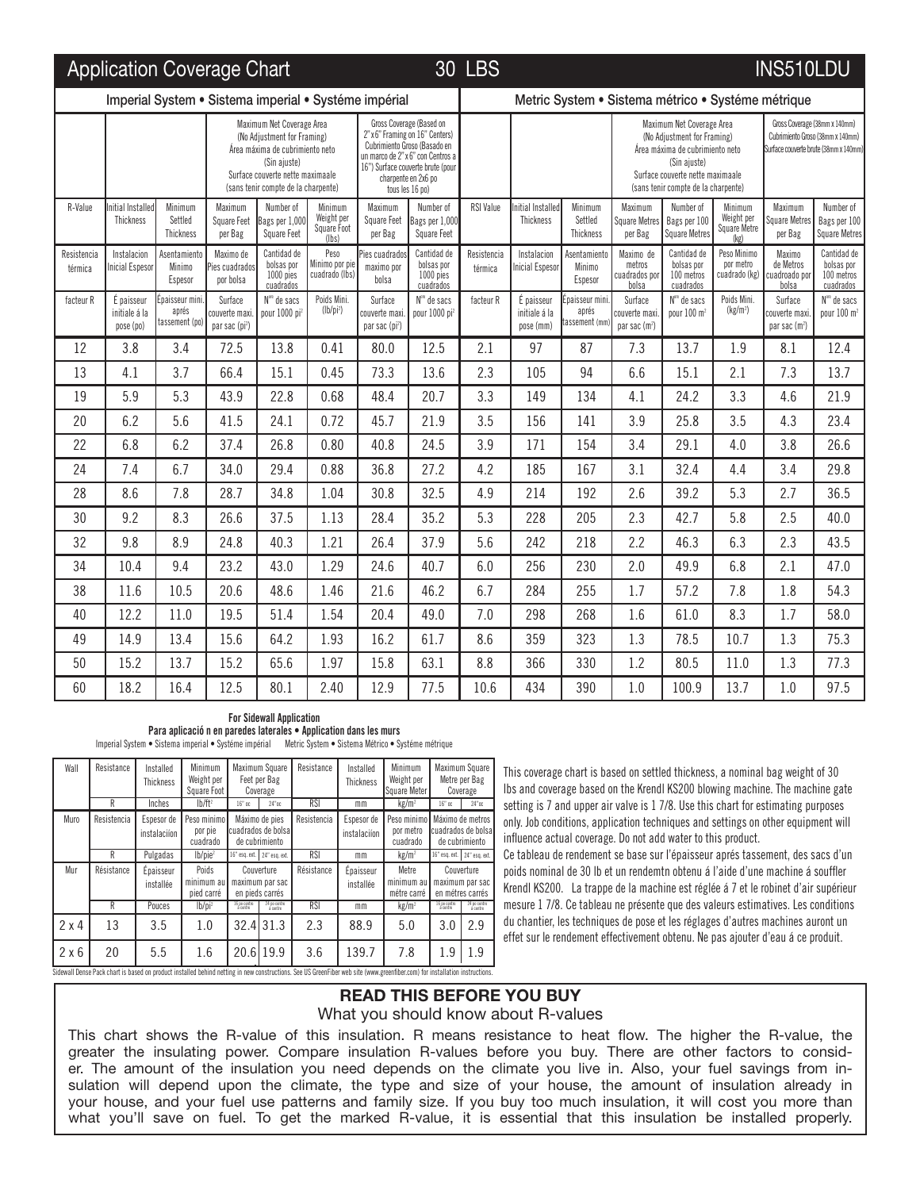# Application Coverage Chart 30 LBS INS510LDU

| Imperial System • Sistema imperial • Systéme impérial | | | | | | | | | Metric System • Sistema métrico • Systéme métrique | | | | | | | | |
|---|---|---|---|---|---|---|---|---|---|---|---|---|---|---|---|---|---|
| | | | Maximum Net Coverage Area (No Adjustment for Framing) Área máxima de cubrimiento neto (Sin ajuste) Surface couverte nette maximaale (sans tenir compte de la charpente) | | | Gross Coverage (Based on 2"x6" Framing on 16" Centers) Cubrimiento Groso (Basado en un marco de 2"x6" con Centros a 16") Surface couverte brute (pour charpente en 2x6 po tous les 16 po) | | | | | Maximum Net Coverage Area (No Adjustment for Framing) Área máxima de cubrimiento neto (Sin ajuste) Surface couverte nette maximaale (sans tenir compte de la charpente) | | | Gross Coverage (38mm x 140mm) Cubrimiento Groso (38mm x 140mm) Surface couverte brute (38mm x 140mm) | | | |
| R-Value | Initial Installed Thickness | Minimum Settled Thickness | Maximum Square Feet per Bag | Number of Bags per 1,000 Square Feet | Minimum Weight per Square Foot (lbs) | Maximum Square Feet per Bag | Number of Bags per 1,000 Square Feet | RSI Value | Initial Installed Thickness | Minimum Settled Thickness | Maximum Square Metres per Bag | Number of Bags per 100 Square Metres | Minimum Weight per Square Metre (kg) | Maximum Square Metres per Bag | Number of Bags per 100 Square Metres |
| Resistencia térmica | Instalacion Inicial Espesor | Asentamiento Minimo Espesor | Maximo de Pies cuadrados por bolsa | Cantidad de bolsas por 1000 pies cuadrados | Peso Minimo por pie cuadrado (lbs) | Pies cuadrados maximo por bolsa | Cantidad de bolsas por 1000 pies cuadrados | Resistencia térmica | Instalacion Inicial Espesor | Asentamiento Minimo Espesor | Maximo de metros cuadrados por bolsa | Cantidad de bolsas por 100 metros cuadrados | Peso Minimo por metro cuadrado (kg) | Maximo de Metros cuadroado por bolsa | Cantidad de bolsas por 100 metros cuadrados |
| facteur R | É paisseur initiale á la pose (po) | Épaisseur mini. aprés tassement (po) | Surface couverte maxi. par sac (pi²) | N[bre] de sacs pour 1000 pi² | Poids Mini. (lb/pi²) | Surface couverte maxi. par sac (pi²) | N[bre] de sacs pour 1000 pi² | facteur R | É paisseur initiale á la pose (mm) | Épaisseur mini. aprés tassement (mm) | Surface couverte maxi. par sac (m²) | N[bre] de sacs pour 100 m² | Poids Mini. (kg/m²) | Surface couverte maxi. par sac (m²) | N[bre] de sacs pour 100 m² |
| 12 | 3.8 | 3.4 | 72.5 | 13.8 | 0.41 | 80.0 | 12.5 | 2.1 | 97 | 87 | 7.3 | 13.7 | 1.9 | 8.1 | 12.4 |
| 13 | 4.1 | 3.7 | 66.4 | 15.1 | 0.45 | 73.3 | 13.6 | 2.3 | 105 | 94 | 6.6 | 15.1 | 2.1 | 7.3 | 13.7 |
| 19 | 5.9 | 5.3 | 43.9 | 22.8 | 0.68 | 48.4 | 20.7 | 3.3 | 149 | 134 | 4.1 | 24.2 | 3.3 | 4.6 | 21.9 |
| 20 | 6.2 | 5.6 | 41.5 | 24.1 | 0.72 | 45.7 | 21.9 | 3.5 | 156 | 141 | 3.9 | 25.8 | 3.5 | 4.3 | 23.4 |
| 22 | 6.8 | 6.2 | 37.4 | 26.8 | 0.80 | 40.8 | 24.5 | 3.9 | 171 | 154 | 3.4 | 29.1 | 4.0 | 3.8 | 26.6 |
| 24 | 7.4 | 6.7 | 34.0 | 29.4 | 0.88 | 36.8 | 27.2 | 4.2 | 185 | 167 | 3.1 | 32.4 | 4.4 | 3.4 | 29.8 |
| 28 | 8.6 | 7.8 | 28.7 | 34.8 | 1.04 | 30.8 | 32.5 | 4.9 | 214 | 192 | 2.6 | 39.2 | 5.3 | 2.7 | 36.5 |
| 30 | 9.2 | 8.3 | 26.6 | 37.5 | 1.13 | 28.4 | 35.2 | 5.3 | 228 | 205 | 2.3 | 42.7 | 5.8 | 2.5 | 40.0 |
| 32 | 9.8 | 8.9 | 24.8 | 40.3 | 1.21 | 26.4 | 37.9 | 5.6 | 242 | 218 | 2.2 | 46.3 | 6.3 | 2.3 | 43.5 |
| 34 | 10.4 | 9.4 | 23.2 | 43.0 | 1.29 | 24.6 | 40.7 | 6.0 | 256 | 230 | 2.0 | 49.9 | 6.8 | 2.1 | 47.0 |
| 38 | 11.6 | 10.5 | 20.6 | 48.6 | 1.46 | 21.6 | 46.2 | 6.7 | 284 | 255 | 1.7 | 57.2 | 7.8 | 1.8 | 54.3 |
| 40 | 12.2 | 11.0 | 19.5 | 51.4 | 1.54 | 20.4 | 49.0 | 7.0 | 298 | 268 | 1.6 | 61.0 | 8.3 | 1.7 | 58.0 |
| 49 | 14.9 | 13.4 | 15.6 | 64.2 | 1.93 | 16.2 | 61.7 | 8.6 | 359 | 323 | 1.3 | 78.5 | 10.7 | 1.3 | 75.3 |
| 50 | 15.2 | 13.7 | 15.2 | 65.6 | 1.97 | 15.8 | 63.1 | 8.8 | 366 | 330 | 1.2 | 80.5 | 11.0 | 1.3 | 77.3 |
| 60 | 18.2 | 16.4 | 12.5 | 80.1 | 2.40 | 12.9 | 77.5 | 10.6 | 434 | 390 | 1.0 | 100.9 | 13.7 | 1.0 | 97.5 |

**For Sidewall Application**
**Para aplicació n en paredes laterales • Application dans les murs**

Imperial System • Sistema imperial • Systéme impérial Metric System • Sistema Métrico • Systéme métrique

| Wall | Resistance | Installed Thickness | Minimum Weight per Square Foot | Maximum Square Feet per Bag Coverage | | Resistance | Installed Thickness | Minimum Weight per Square Meter | Maximum Square Metre per Bag Coverage | |
|---|---|---|---|---|---|---|---|---|---|---|
| | R | Inches | lb/ft² | 16" oc | 24" oc | RSI | mm | kg/m² | 16" oc | 24" oc |
| Muro | Resistencia | Espesor de instalaciion | Peso minimo por pie cuadrado | Máximo de pies cuadrados de bolsa de cubrimiento | | Resistencia | Espesor de instalaciion | Peso minimo por metro cuadrado | Máximo de metros cuadrados de bolsa de cubrimiento | |
| | R | Pulgadas | lb/pie² | 16" esq. ext. | 24" esq. ext. | RSI | mm | kg/m² | 16" esq. ext. | 24" esq. ext. |
| Mur | Résistance | Épaisseur installée | Poids minimum au pied carré | Couverture maximum par sac en pieds carrés | | Résistance | Épaisseur installée | Metre minimum au métre carré | Couverture maximum par sac en métres carrés | |
| | R | Pouces | lb/pi² | 16 po centre á centre | 24 po centre á centre | RSI | mm | kg/m² | 16 po centre á centre | 24 po centre á centre |
| 2 x 4 | 13 | 3.5 | 1.0 | 32.4 | 31.3 | 2.3 | 88.9 | 5.0 | 3.0 | 2.9 |
| 2 x 6 | 20 | 5.5 | 1.6 | 20.6 | 19.9 | 3.6 | 139.7 | 7.8 | 1.9 | 1.9 |

Sidewall Dense Pack chart is based on product installed behind netting in new constructions. See US GreenFiber web site (www.greenfiber.com) for installation instructions.

This coverage chart is based on settled thickness, a nominal bag weight of 30 lbs and coverage based on the Krendl KS200 blowing machine. The machine gate setting is 7 and upper air valve is 1 7/8. Use this chart for estimating purposes only. Job conditions, application techniques and settings on other equipment will influence actual coverage. Do not add water to this product.

Ce tableau de rendement se base sur l'épaisseur aprés tassement, des sacs d'un poids nominal de 30 lb et un rendemtn obtenu á l'aide d'une machine á souffler Krendl KS200. La trappe de la machine est réglée á 7 et le robinet d'air supérieur mesure 1 7/8. Ce tableau ne présente que des valeurs estimatives. Les conditions du chantier, les techniques de pose et les réglages d'autres machines auront un effet sur le rendement effectivement obtenu. Ne pas ajouter d'eau á ce produit.

## READ THIS BEFORE YOU BUY

What you should know about R-values

This chart shows the R-value of this insulation. R means resistance to heat flow. The higher the R-value, the greater the insulating power. Compare insulation R-values before you buy. There are other factors to consider. The amount of the insulation you need depends on the climate you live in. Also, your fuel savings from insulation will depend upon the climate, the type and size of your house, the amount of insulation already in your house, and your fuel use patterns and family size. If you buy too much insulation, it will cost you more than what you'll save on fuel. To get the marked R-value, it is essential that this insulation be installed properly.